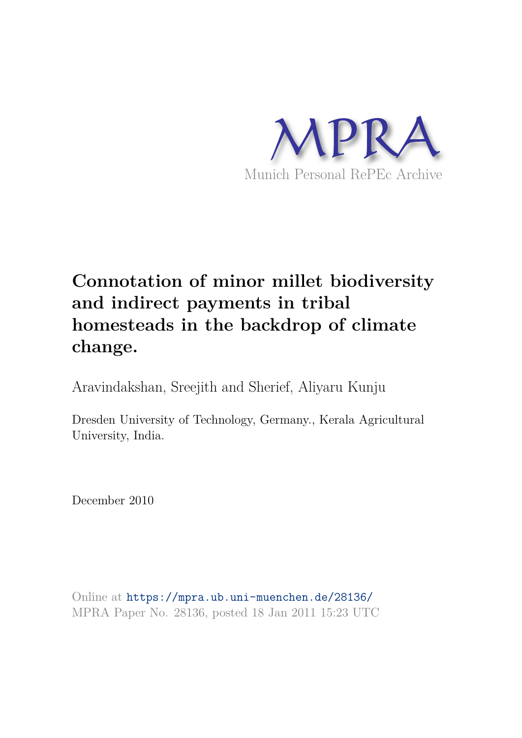MPRA

Munich Personal RePEc Archive

# Connotation of minor millet biodiversity and indirect payments in tribal homesteads in the backdrop of climate change.

Aravindakshan, Sreejith and Sherief, Aliyaru Kunju

Dresden University of Technology, Germany., Kerala Agricultural University, India.

December 2010

Online at https://mpra.ub.uni-muenchen.de/28136/
MPRA Paper No. 28136, posted 18 Jan 2011 15:23 UTC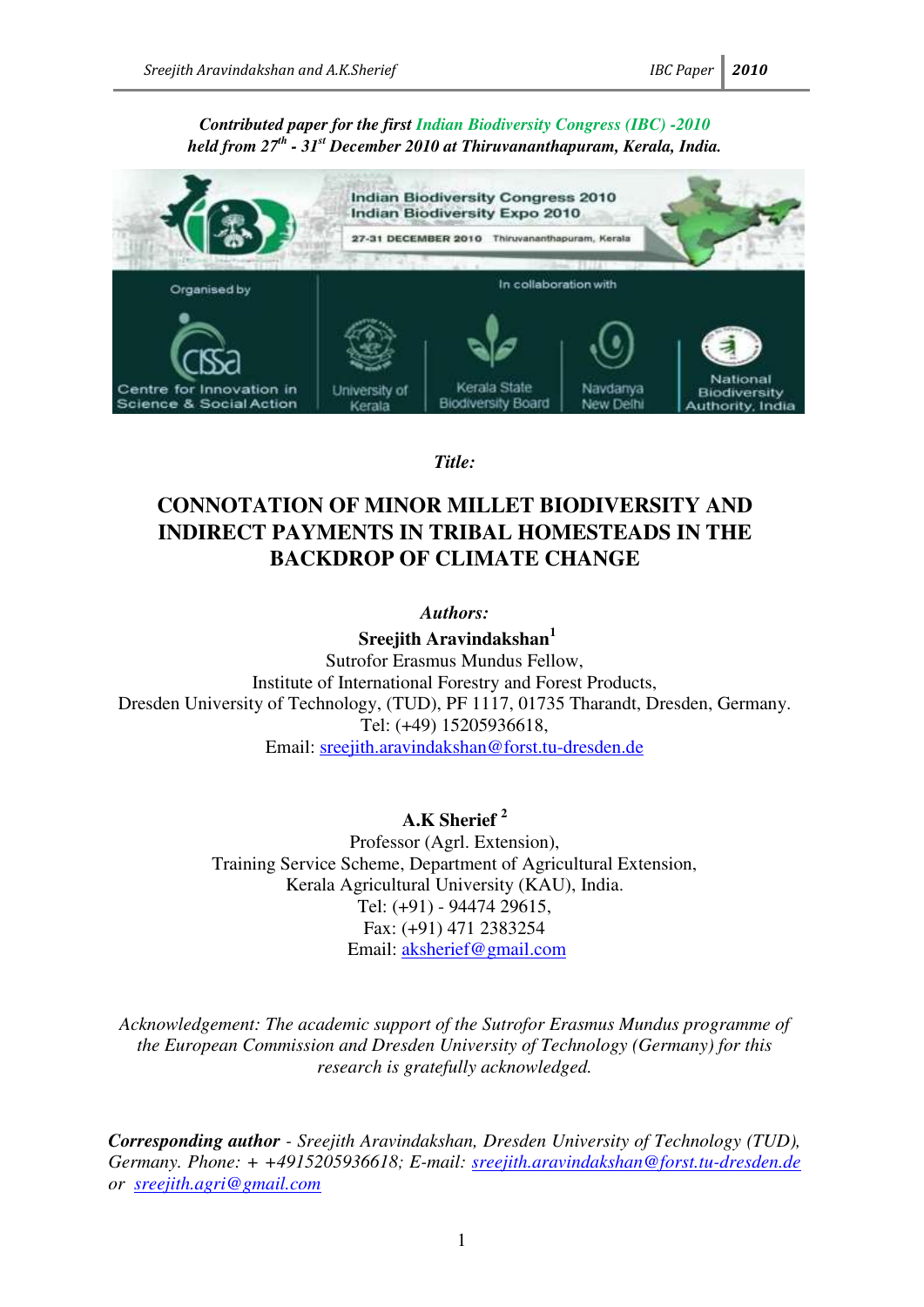*Contributed paper for the first Indian Biodiversity Congress (IBC) -2010*
*held from 27th - 31st December 2010 at Thiruvananthapuram, Kerala, India.*

*Title:*

# CONNOTATION OF MINOR MILLET BIODIVERSITY AND INDIRECT PAYMENTS IN TRIBAL HOMESTEADS IN THE BACKDROP OF CLIMATE CHANGE

*Authors:*

**Sreejith Aravindakshan**[1]
Sutrofor Erasmus Mundus Fellow,
Institute of International Forestry and Forest Products,
Dresden University of Technology, (TUD), PF 1117, 01735 Tharandt, Dresden, Germany.
Tel: (+49) 15205936618,
Email: sreejith.aravindakshan@forst.tu-dresden.de

**A.K Sherief** [2]
Professor (Agrl. Extension),
Training Service Scheme, Department of Agricultural Extension,
Kerala Agricultural University (KAU), India.
Tel: (+91) - 94474 29615,
Fax: (+91) 471 2383254
Email: aksherief@gmail.com

*Acknowledgement: The academic support of the Sutrofor Erasmus Mundus programme of the European Commission and Dresden University of Technology (Germany) for this research is gratefully acknowledged.*

***Corresponding author*** *- Sreejith Aravindakshan, Dresden University of Technology (TUD), Germany. Phone: + +4915205936618; E-mail: sreejith.aravindakshan@forst.tu-dresden.de or sreejith.agri@gmail.com*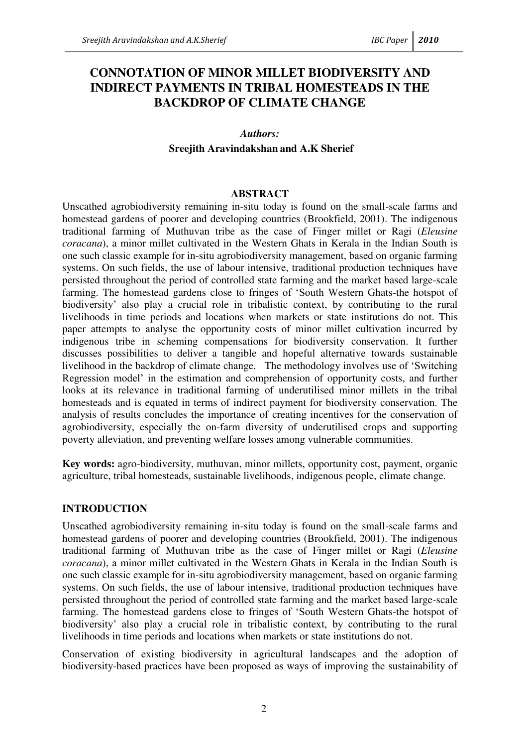# CONNOTATION OF MINOR MILLET BIODIVERSITY AND INDIRECT PAYMENTS IN TRIBAL HOMESTEADS IN THE BACKDROP OF CLIMATE CHANGE

***Authors:***

**Sreejith Aravindakshan and A.K Sherief**

## ABSTRACT

Unscathed agrobiodiversity remaining in-situ today is found on the small-scale farms and homestead gardens of poorer and developing countries (Brookfield, 2001). The indigenous traditional farming of Muthuvan tribe as the case of Finger millet or Ragi (*Eleusine coracana*), a minor millet cultivated in the Western Ghats in Kerala in the Indian South is one such classic example for in-situ agrobiodiversity management, based on organic farming systems. On such fields, the use of labour intensive, traditional production techniques have persisted throughout the period of controlled state farming and the market based large-scale farming. The homestead gardens close to fringes of 'South Western Ghats-the hotspot of biodiversity' also play a crucial role in tribalistic context, by contributing to the rural livelihoods in time periods and locations when markets or state institutions do not. This paper attempts to analyse the opportunity costs of minor millet cultivation incurred by indigenous tribe in scheming compensations for biodiversity conservation. It further discusses possibilities to deliver a tangible and hopeful alternative towards sustainable livelihood in the backdrop of climate change. The methodology involves use of 'Switching Regression model' in the estimation and comprehension of opportunity costs, and further looks at its relevance in traditional farming of underutilised minor millets in the tribal homesteads and is equated in terms of indirect payment for biodiversity conservation. The analysis of results concludes the importance of creating incentives for the conservation of agrobiodiversity, especially the on-farm diversity of underutilised crops and supporting poverty alleviation, and preventing welfare losses among vulnerable communities.

**Key words:** agro-biodiversity, muthuvan, minor millets, opportunity cost, payment, organic agriculture, tribal homesteads, sustainable livelihoods, indigenous people, climate change.

## INTRODUCTION

Unscathed agrobiodiversity remaining in-situ today is found on the small-scale farms and homestead gardens of poorer and developing countries (Brookfield, 2001). The indigenous traditional farming of Muthuvan tribe as the case of Finger millet or Ragi (*Eleusine coracana*), a minor millet cultivated in the Western Ghats in Kerala in the Indian South is one such classic example for in-situ agrobiodiversity management, based on organic farming systems. On such fields, the use of labour intensive, traditional production techniques have persisted throughout the period of controlled state farming and the market based large-scale farming. The homestead gardens close to fringes of 'South Western Ghats-the hotspot of biodiversity' also play a crucial role in tribalistic context, by contributing to the rural livelihoods in time periods and locations when markets or state institutions do not.

Conservation of existing biodiversity in agricultural landscapes and the adoption of biodiversity-based practices have been proposed as ways of improving the sustainability of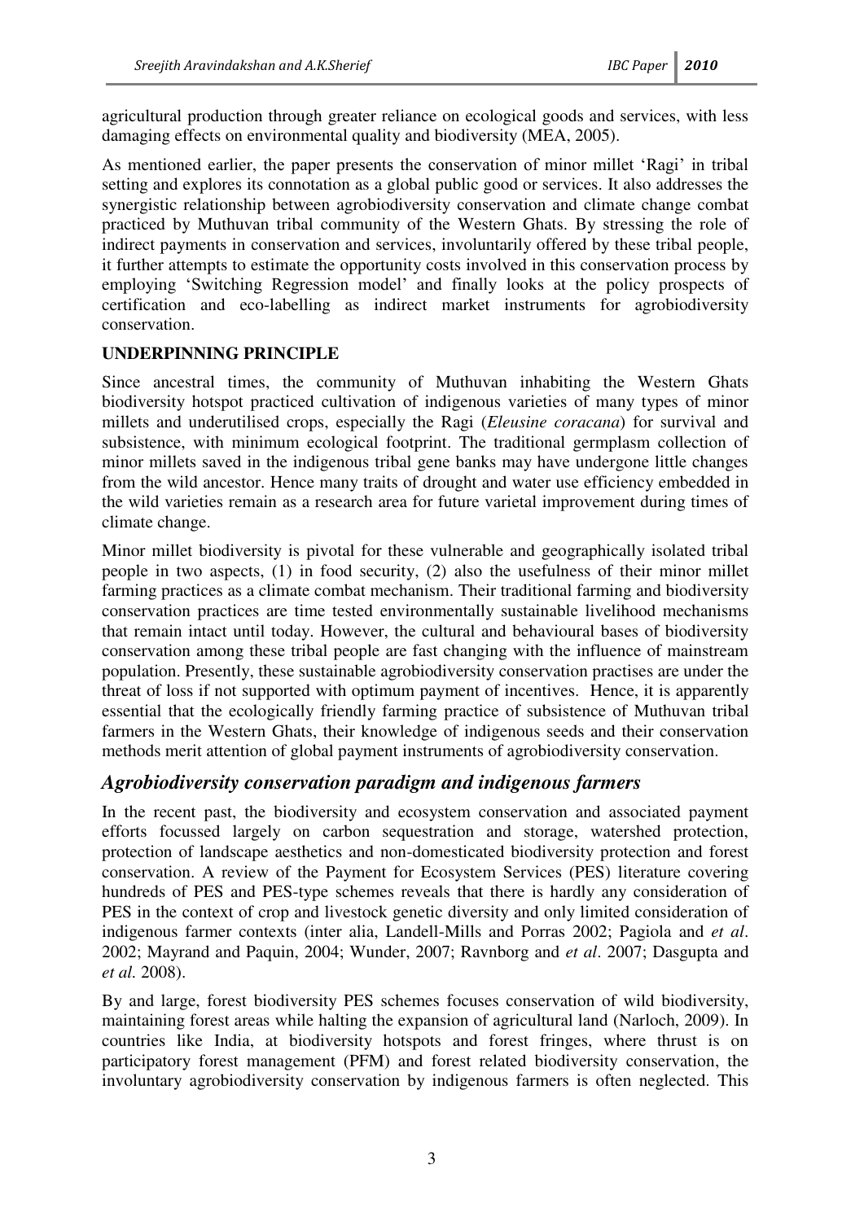agricultural production through greater reliance on ecological goods and services, with less damaging effects on environmental quality and biodiversity (MEA, 2005).

As mentioned earlier, the paper presents the conservation of minor millet 'Ragi' in tribal setting and explores its connotation as a global public good or services. It also addresses the synergistic relationship between agrobiodiversity conservation and climate change combat practiced by Muthuvan tribal community of the Western Ghats. By stressing the role of indirect payments in conservation and services, involuntarily offered by these tribal people, it further attempts to estimate the opportunity costs involved in this conservation process by employing 'Switching Regression model' and finally looks at the policy prospects of certification and eco-labelling as indirect market instruments for agrobiodiversity conservation.

**UNDERPINNING PRINCIPLE**

Since ancestral times, the community of Muthuvan inhabiting the Western Ghats biodiversity hotspot practiced cultivation of indigenous varieties of many types of minor millets and underutilised crops, especially the Ragi (*Eleusine coracana*) for survival and subsistence, with minimum ecological footprint. The traditional germplasm collection of minor millets saved in the indigenous tribal gene banks may have undergone little changes from the wild ancestor. Hence many traits of drought and water use efficiency embedded in the wild varieties remain as a research area for future varietal improvement during times of climate change.

Minor millet biodiversity is pivotal for these vulnerable and geographically isolated tribal people in two aspects, (1) in food security, (2) also the usefulness of their minor millet farming practices as a climate combat mechanism. Their traditional farming and biodiversity conservation practices are time tested environmentally sustainable livelihood mechanisms that remain intact until today. However, the cultural and behavioural bases of biodiversity conservation among these tribal people are fast changing with the influence of mainstream population. Presently, these sustainable agrobiodiversity conservation practises are under the threat of loss if not supported with optimum payment of incentives. Hence, it is apparently essential that the ecologically friendly farming practice of subsistence of Muthuvan tribal farmers in the Western Ghats, their knowledge of indigenous seeds and their conservation methods merit attention of global payment instruments of agrobiodiversity conservation.

## *Agrobiodiversity conservation paradigm and indigenous farmers*

In the recent past, the biodiversity and ecosystem conservation and associated payment efforts focussed largely on carbon sequestration and storage, watershed protection, protection of landscape aesthetics and non-domesticated biodiversity protection and forest conservation. A review of the Payment for Ecosystem Services (PES) literature covering hundreds of PES and PES-type schemes reveals that there is hardly any consideration of PES in the context of crop and livestock genetic diversity and only limited consideration of indigenous farmer contexts (inter alia, Landell-Mills and Porras 2002; Pagiola and *et al*. 2002; Mayrand and Paquin, 2004; Wunder, 2007; Ravnborg and *et al*. 2007; Dasgupta and *et al.* 2008).

By and large, forest biodiversity PES schemes focuses conservation of wild biodiversity, maintaining forest areas while halting the expansion of agricultural land (Narloch, 2009). In countries like India, at biodiversity hotspots and forest fringes, where thrust is on participatory forest management (PFM) and forest related biodiversity conservation, the involuntary agrobiodiversity conservation by indigenous farmers is often neglected. This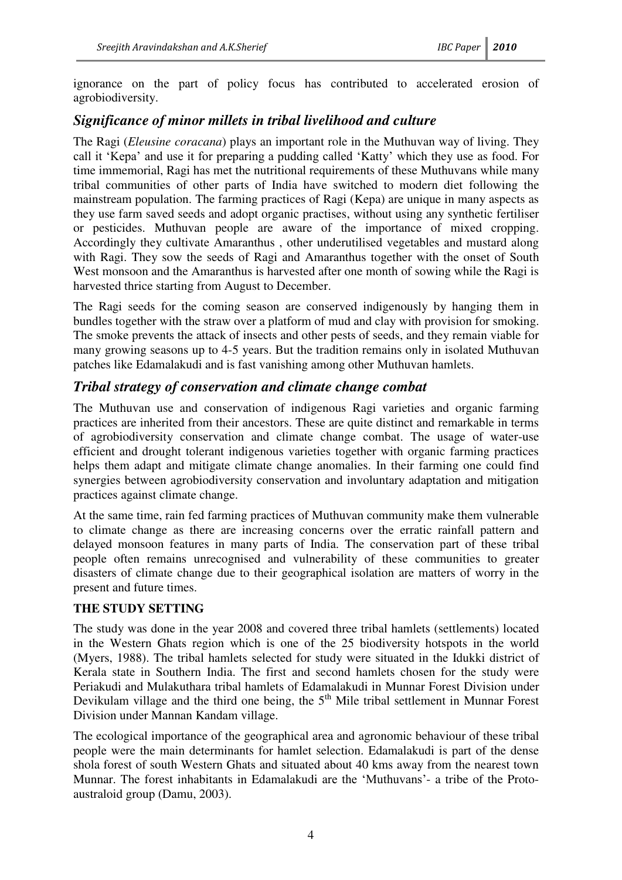ignorance on the part of policy focus has contributed to accelerated erosion of agrobiodiversity.

## *Significance of minor millets in tribal livelihood and culture*

The Ragi (*Eleusine coracana*) plays an important role in the Muthuvan way of living. They call it 'Kepa' and use it for preparing a pudding called 'Katty' which they use as food. For time immemorial, Ragi has met the nutritional requirements of these Muthuvans while many tribal communities of other parts of India have switched to modern diet following the mainstream population. The farming practices of Ragi (Kepa) are unique in many aspects as they use farm saved seeds and adopt organic practises, without using any synthetic fertiliser or pesticides. Muthuvan people are aware of the importance of mixed cropping. Accordingly they cultivate Amaranthus , other underutilised vegetables and mustard along with Ragi. They sow the seeds of Ragi and Amaranthus together with the onset of South West monsoon and the Amaranthus is harvested after one month of sowing while the Ragi is harvested thrice starting from August to December.

The Ragi seeds for the coming season are conserved indigenously by hanging them in bundles together with the straw over a platform of mud and clay with provision for smoking. The smoke prevents the attack of insects and other pests of seeds, and they remain viable for many growing seasons up to 4-5 years. But the tradition remains only in isolated Muthuvan patches like Edamalakudi and is fast vanishing among other Muthuvan hamlets.

## *Tribal strategy of conservation and climate change combat*

The Muthuvan use and conservation of indigenous Ragi varieties and organic farming practices are inherited from their ancestors. These are quite distinct and remarkable in terms of agrobiodiversity conservation and climate change combat. The usage of water-use efficient and drought tolerant indigenous varieties together with organic farming practices helps them adapt and mitigate climate change anomalies. In their farming one could find synergies between agrobiodiversity conservation and involuntary adaptation and mitigation practices against climate change.

At the same time, rain fed farming practices of Muthuvan community make them vulnerable to climate change as there are increasing concerns over the erratic rainfall pattern and delayed monsoon features in many parts of India. The conservation part of these tribal people often remains unrecognised and vulnerability of these communities to greater disasters of climate change due to their geographical isolation are matters of worry in the present and future times.

### THE STUDY SETTING

The study was done in the year 2008 and covered three tribal hamlets (settlements) located in the Western Ghats region which is one of the 25 biodiversity hotspots in the world (Myers, 1988). The tribal hamlets selected for study were situated in the Idukki district of Kerala state in Southern India. The first and second hamlets chosen for the study were Periakudi and Mulakuthara tribal hamlets of Edamalakudi in Munnar Forest Division under Devikulam village and the third one being, the 5th Mile tribal settlement in Munnar Forest Division under Mannan Kandam village.

The ecological importance of the geographical area and agronomic behaviour of these tribal people were the main determinants for hamlet selection. Edamalakudi is part of the dense shola forest of south Western Ghats and situated about 40 kms away from the nearest town Munnar. The forest inhabitants in Edamalakudi are the 'Muthuvans'- a tribe of the Proto-australoid group (Damu, 2003).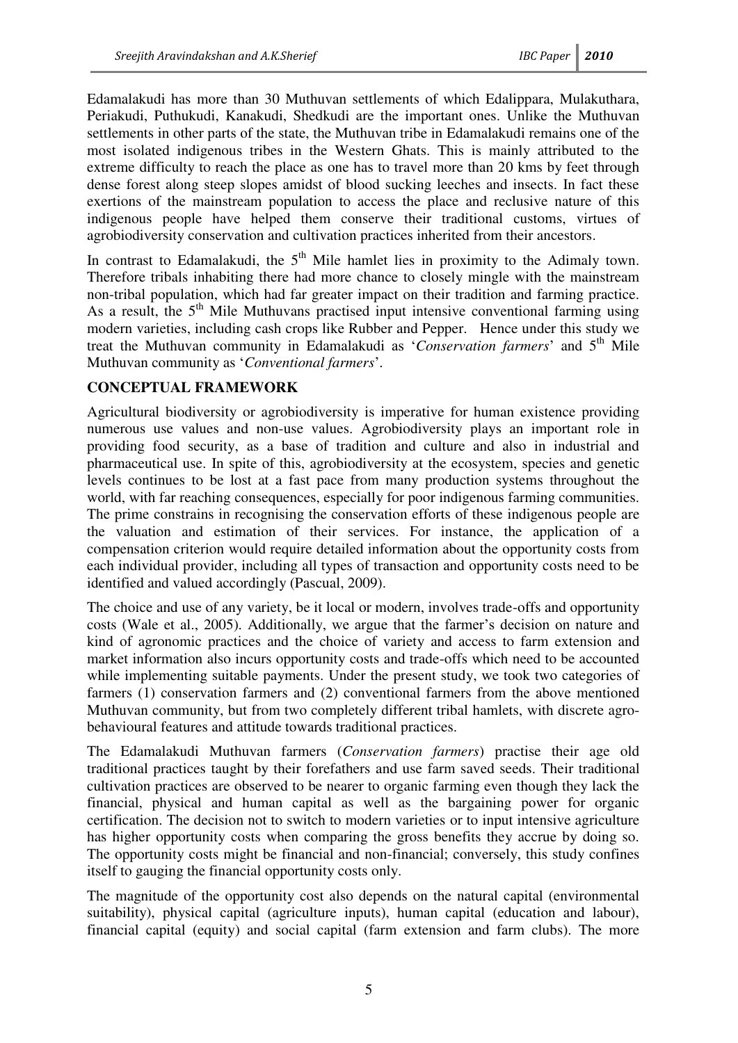Edamalakudi has more than 30 Muthuvan settlements of which Edalippara, Mulakuthara, Periakudi, Puthukudi, Kanakudi, Shedkudi are the important ones. Unlike the Muthuvan settlements in other parts of the state, the Muthuvan tribe in Edamalakudi remains one of the most isolated indigenous tribes in the Western Ghats. This is mainly attributed to the extreme difficulty to reach the place as one has to travel more than 20 kms by feet through dense forest along steep slopes amidst of blood sucking leeches and insects. In fact these exertions of the mainstream population to access the place and reclusive nature of this indigenous people have helped them conserve their traditional customs, virtues of agrobiodiversity conservation and cultivation practices inherited from their ancestors.

In contrast to Edamalakudi, the 5[th] Mile hamlet lies in proximity to the Adimaly town. Therefore tribals inhabiting there had more chance to closely mingle with the mainstream non-tribal population, which had far greater impact on their tradition and farming practice. As a result, the 5[th] Mile Muthuvans practised input intensive conventional farming using modern varieties, including cash crops like Rubber and Pepper. Hence under this study we treat the Muthuvan community in Edamalakudi as '*Conservation farmers*' and 5[th] Mile Muthuvan community as '*Conventional farmers*'.

## CONCEPTUAL FRAMEWORK

Agricultural biodiversity or agrobiodiversity is imperative for human existence providing numerous use values and non-use values. Agrobiodiversity plays an important role in providing food security, as a base of tradition and culture and also in industrial and pharmaceutical use. In spite of this, agrobiodiversity at the ecosystem, species and genetic levels continues to be lost at a fast pace from many production systems throughout the world, with far reaching consequences, especially for poor indigenous farming communities. The prime constrains in recognising the conservation efforts of these indigenous people are the valuation and estimation of their services. For instance, the application of a compensation criterion would require detailed information about the opportunity costs from each individual provider, including all types of transaction and opportunity costs need to be identified and valued accordingly (Pascual, 2009).

The choice and use of any variety, be it local or modern, involves trade-offs and opportunity costs (Wale et al., 2005). Additionally, we argue that the farmer's decision on nature and kind of agronomic practices and the choice of variety and access to farm extension and market information also incurs opportunity costs and trade-offs which need to be accounted while implementing suitable payments. Under the present study, we took two categories of farmers (1) conservation farmers and (2) conventional farmers from the above mentioned Muthuvan community, but from two completely different tribal hamlets, with discrete agro-behavioural features and attitude towards traditional practices.

The Edamalakudi Muthuvan farmers (*Conservation farmers*) practise their age old traditional practices taught by their forefathers and use farm saved seeds. Their traditional cultivation practices are observed to be nearer to organic farming even though they lack the financial, physical and human capital as well as the bargaining power for organic certification. The decision not to switch to modern varieties or to input intensive agriculture has higher opportunity costs when comparing the gross benefits they accrue by doing so. The opportunity costs might be financial and non-financial; conversely, this study confines itself to gauging the financial opportunity costs only.

The magnitude of the opportunity cost also depends on the natural capital (environmental suitability), physical capital (agriculture inputs), human capital (education and labour), financial capital (equity) and social capital (farm extension and farm clubs). The more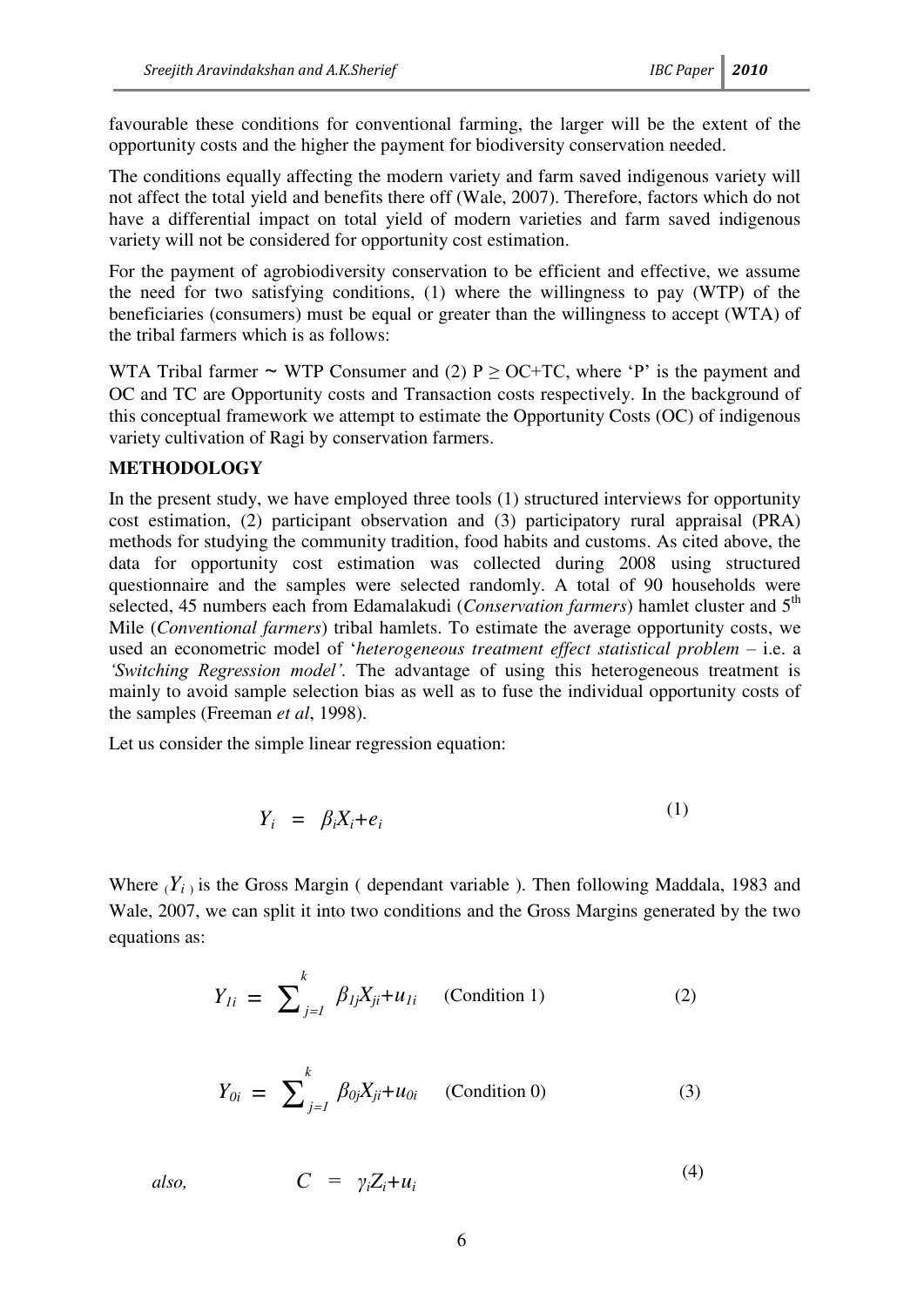favourable these conditions for conventional farming, the larger will be the extent of the opportunity costs and the higher the payment for biodiversity conservation needed.

The conditions equally affecting the modern variety and farm saved indigenous variety will not affect the total yield and benefits there off (Wale, 2007). Therefore, factors which do not have a differential impact on total yield of modern varieties and farm saved indigenous variety will not be considered for opportunity cost estimation.

For the payment of agrobiodiversity conservation to be efficient and effective, we assume the need for two satisfying conditions, (1) where the willingness to pay (WTP) of the beneficiaries (consumers) must be equal or greater than the willingness to accept (WTA) of the tribal farmers which is as follows:

WTA Tribal farmer ~ WTP Consumer and (2) $P \geq OC+TC$, where 'P' is the payment and OC and TC are Opportunity costs and Transaction costs respectively. In the background of this conceptual framework we attempt to estimate the Opportunity Costs (OC) of indigenous variety cultivation of Ragi by conservation farmers.

**METHODOLOGY**

In the present study, we have employed three tools (1) structured interviews for opportunity cost estimation, (2) participant observation and (3) participatory rural appraisal (PRA) methods for studying the community tradition, food habits and customs. As cited above, the data for opportunity cost estimation was collected during 2008 using structured questionnaire and the samples were selected randomly. A total of 90 households were selected, 45 numbers each from Edamalakudi (*Conservation farmers*) hamlet cluster and 5th Mile (*Conventional farmers*) tribal hamlets. To estimate the average opportunity costs, we used an econometric model of '*heterogeneous treatment effect statistical problem* – i.e. a *'Switching Regression model'*. The advantage of using this heterogeneous treatment is mainly to avoid sample selection bias as well as to fuse the individual opportunity costs of the samples (Freeman *et al*, 1998).

Let us consider the simple linear regression equation:

$$Y_i = \beta_i X_i + e_i \tag{1}$$

Where ($Y_i$) is the Gross Margin ( dependant variable ). Then following Maddala, 1983 and Wale, 2007, we can split it into two conditions and the Gross Margins generated by the two equations as:

$$Y_{1i} = \sum_{j=1}^{k} \beta_{1j} X_{ji} + u_{1i} \quad \text{(Condition 1)} \tag{2}$$

$$Y_{0i} = \sum_{j=1}^{k} \beta_{0j} X_{ji} + u_{0i} \quad \text{(Condition 0)} \tag{3}$$

*also,*

$$C = \gamma_i Z_i + u_i \tag{4}$$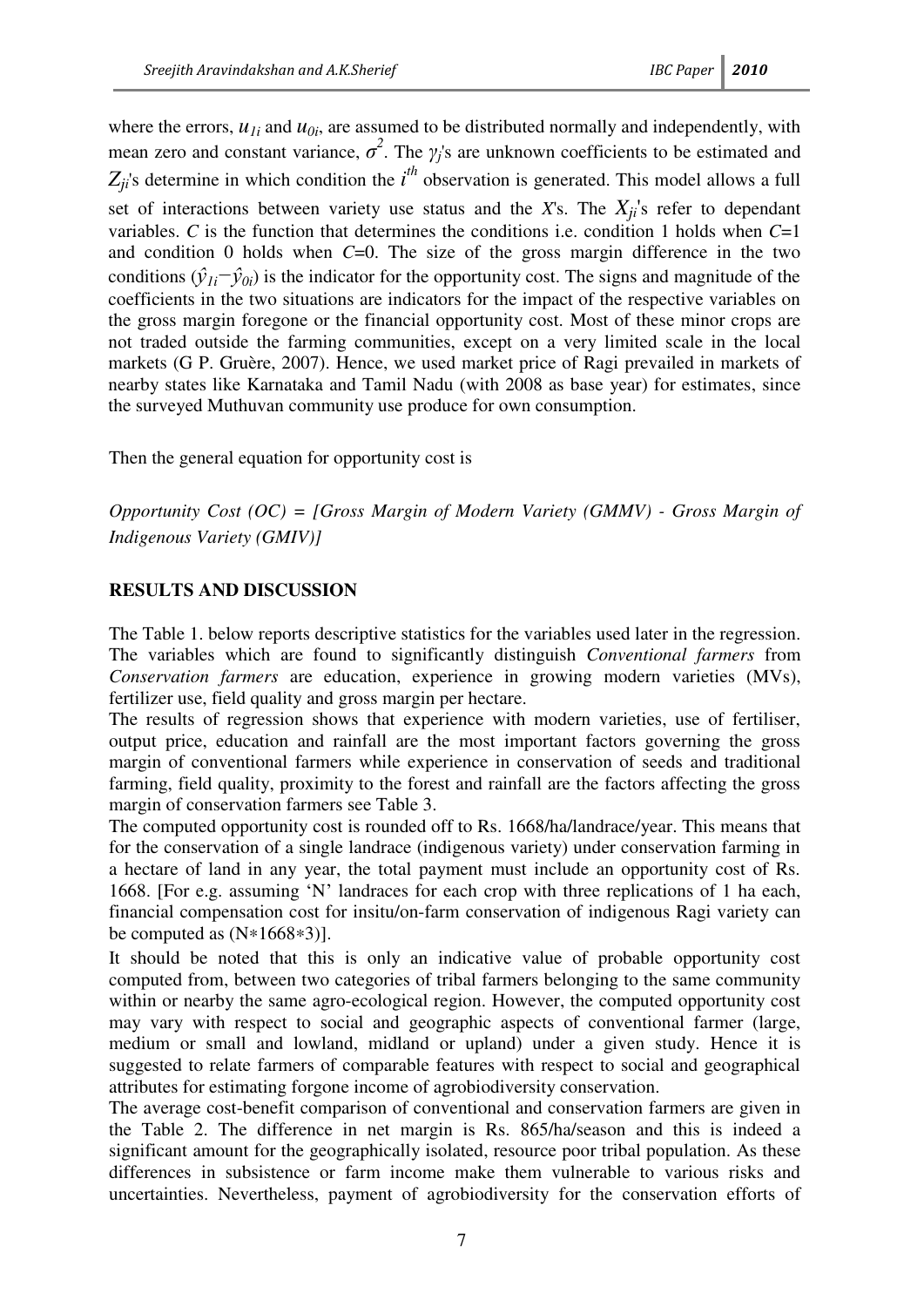where the errors, $u_{1i}$ and $u_{0i}$, are assumed to be distributed normally and independently, with mean zero and constant variance, $\sigma^2$. The $\gamma_j$'s are unknown coefficients to be estimated and $Z_{ji}$'s determine in which condition the $i^{th}$ observation is generated. This model allows a full set of interactions between variety use status and the $X$'s. The $X_{ji}$'s refer to dependant variables. $C$ is the function that determines the conditions i.e. condition 1 holds when $C$=1 and condition 0 holds when $C$=0. The size of the gross margin difference in the two conditions ($\hat{y}_{1i}-\hat{y}_{0i}$) is the indicator for the opportunity cost. The signs and magnitude of the coefficients in the two situations are indicators for the impact of the respective variables on the gross margin foregone or the financial opportunity cost. Most of these minor crops are not traded outside the farming communities, except on a very limited scale in the local markets (G P. Gruère, 2007). Hence, we used market price of Ragi prevailed in markets of nearby states like Karnataka and Tamil Nadu (with 2008 as base year) for estimates, since the surveyed Muthuvan community use produce for own consumption.

Then the general equation for opportunity cost is

*Opportunity Cost (OC) = [Gross Margin of Modern Variety (GMMV) - Gross Margin of Indigenous Variety (GMIV)]*

## RESULTS AND DISCUSSION

The Table 1. below reports descriptive statistics for the variables used later in the regression. The variables which are found to significantly distinguish *Conventional farmers* from *Conservation farmers* are education, experience in growing modern varieties (MVs), fertilizer use, field quality and gross margin per hectare.

The results of regression shows that experience with modern varieties, use of fertiliser, output price, education and rainfall are the most important factors governing the gross margin of conventional farmers while experience in conservation of seeds and traditional farming, field quality, proximity to the forest and rainfall are the factors affecting the gross margin of conservation farmers see Table 3.

The computed opportunity cost is rounded off to Rs. 1668/ha/landrace/year. This means that for the conservation of a single landrace (indigenous variety) under conservation farming in a hectare of land in any year, the total payment must include an opportunity cost of Rs. 1668. [For e.g. assuming 'N' landraces for each crop with three replications of 1 ha each, financial compensation cost for insitu/on-farm conservation of indigenous Ragi variety can be computed as (N∗1668∗3)].

It should be noted that this is only an indicative value of probable opportunity cost computed from, between two categories of tribal farmers belonging to the same community within or nearby the same agro-ecological region. However, the computed opportunity cost may vary with respect to social and geographic aspects of conventional farmer (large, medium or small and lowland, midland or upland) under a given study. Hence it is suggested to relate farmers of comparable features with respect to social and geographical attributes for estimating forgone income of agrobiodiversity conservation.

The average cost-benefit comparison of conventional and conservation farmers are given in the Table 2. The difference in net margin is Rs. 865/ha/season and this is indeed a significant amount for the geographically isolated, resource poor tribal population. As these differences in subsistence or farm income make them vulnerable to various risks and uncertainties. Nevertheless, payment of agrobiodiversity for the conservation efforts of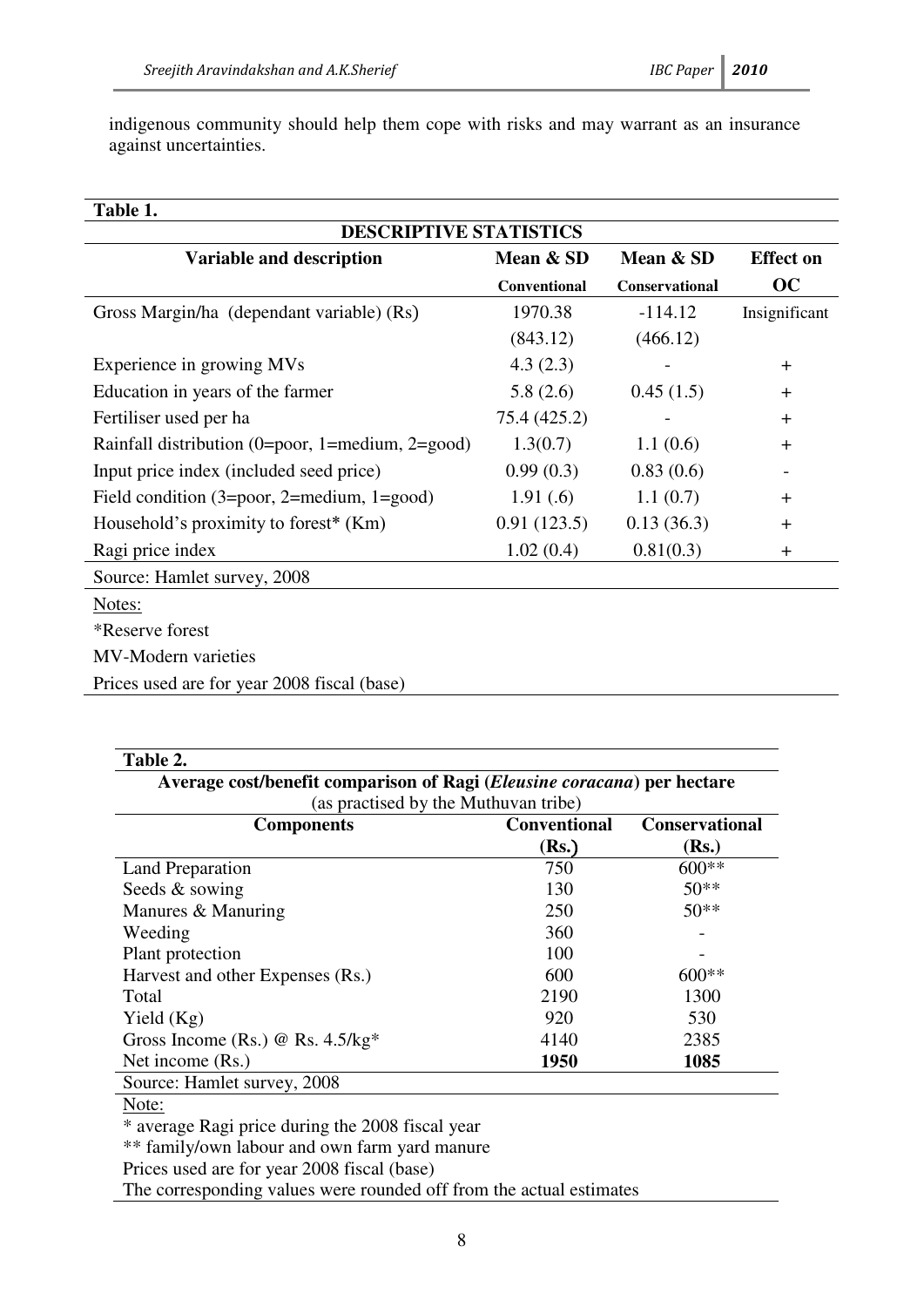indigenous community should help them cope with risks and may warrant as an insurance against uncertainties.

**Table 1.**

| DESCRIPTIVE STATISTICS | | | |
|---|---|---|---|
| **Variable and description** | **Mean & SD** | **Mean & SD** | **Effect on** |
| | **Conventional** | **Conservational** | **OC** |
| Gross Margin/ha (dependant variable) (Rs) | 1970.38 | -114.12 | Insignificant |
| | (843.12) | (466.12) | |
| Experience in growing MVs | 4.3 (2.3) | - | + |
| Education in years of the farmer | 5.8 (2.6) | 0.45 (1.5) | + |
| Fertiliser used per ha | 75.4 (425.2) | - | + |
| Rainfall distribution (0=poor, 1=medium, 2=good) | 1.3(0.7) | 1.1 (0.6) | + |
| Input price index (included seed price) | 0.99 (0.3) | 0.83 (0.6) | - |
| Field condition (3=poor, 2=medium, 1=good) | 1.91 (.6) | 1.1 (0.7) | + |
| Household's proximity to forest* (Km) | 0.91 (123.5) | 0.13 (36.3) | + |
| Ragi price index | 1.02 (0.4) | 0.81(0.3) | + |

Source: Hamlet survey, 2008

Notes:

*Reserve forest

MV-Modern varieties

Prices used are for year 2008 fiscal (base)

**Table 2.**

**Average cost/benefit comparison of Ragi (*Eleusine coracana*) per hectare**
(as practised by the Muthuvan tribe)

| **Components** | **Conventional (Rs.)** | **Conservational (Rs.)** |
|---|---|---|
| Land Preparation | 750 | 600** |
| Seeds & sowing | 130 | 50** |
| Manures & Manuring | 250 | 50** |
| Weeding | 360 | - |
| Plant protection | 100 | - |
| Harvest and other Expenses (Rs.) | 600 | 600** |
| Total | 2190 | 1300 |
| Yield (Kg) | 920 | 530 |
| Gross Income (Rs.) @ Rs. 4.5/kg* | 4140 | 2385 |
| Net income (Rs.) | **1950** | **1085** |

Source: Hamlet survey, 2008

Note:

* average Ragi price during the 2008 fiscal year

** family/own labour and own farm yard manure

Prices used are for year 2008 fiscal (base)

The corresponding values were rounded off from the actual estimates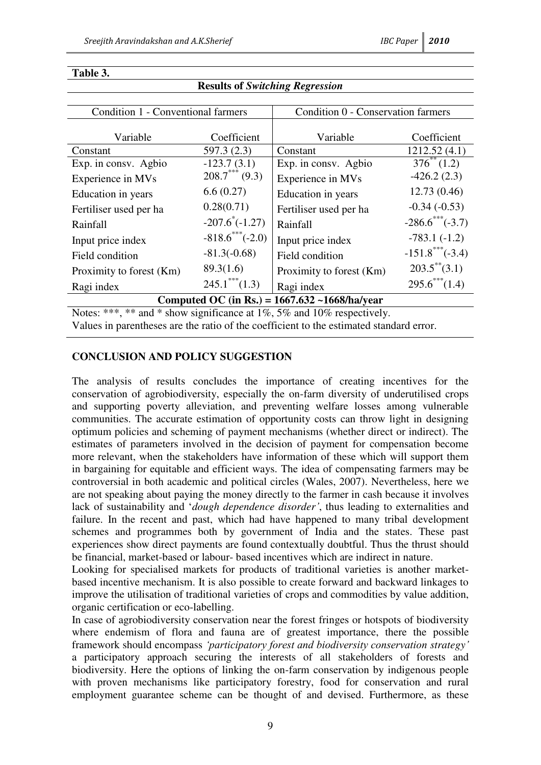**Table 3.**

**Results of *Switching Regression***

| Condition 1 - Conventional farmers | | Condition 0 - Conservation farmers | |
|---|---|---|---|
| Variable | Coefficient | Variable | Coefficient |
| Constant | 597.3 (2.3) | Constant | 1212.52 (4.1) |
| Exp. in consv. Agbio | -123.7 (3.1) | Exp. in consv. Agbio | $376^{**}$ (1.2) |
| Experience in MVs | $208.7^{***}$ (9.3) | Experience in MVs | -426.2 (2.3) |
| Education in years | 6.6 (0.27) | Education in years | 12.73 (0.46) |
| Fertiliser used per ha | 0.28(0.71) | Fertiliser used per ha | -0.34 (-0.53) |
| Rainfall | $-207.6^{*}$(-1.27) | Rainfall | $-286.6^{***}$(-3.7) |
| Input price index | $-818.6^{***}$(-2.0) | Input price index | -783.1 (-1.2) |
| Field condition | -81.3(-0.68) | Field condition | $-151.8^{***}$(-3.4) |
| Proximity to forest (Km) | 89.3(1.6) | Proximity to forest (Km) | $203.5^{**}$(3.1) |
| Ragi index | $245.1^{***}$(1.3) | Ragi index | $295.6^{***}$(1.4) |
| **Computed OC (in Rs.) = 1667.632 ~1668/ha/year** | | | |

Notes: ***, ** and * show significance at 1%, 5% and 10% respectively.
Values in parentheses are the ratio of the coefficient to the estimated standard error.

## CONCLUSION AND POLICY SUGGESTION

The analysis of results concludes the importance of creating incentives for the conservation of agrobiodiversity, especially the on-farm diversity of underutilised crops and supporting poverty alleviation, and preventing welfare losses among vulnerable communities. The accurate estimation of opportunity costs can throw light in designing optimum policies and scheming of payment mechanisms (whether direct or indirect). The estimates of parameters involved in the decision of payment for compensation become more relevant, when the stakeholders have information of these which will support them in bargaining for equitable and efficient ways. The idea of compensating farmers may be controversial in both academic and political circles (Wales, 2007). Nevertheless, here we are not speaking about paying the money directly to the farmer in cash because it involves lack of sustainability and '*dough dependence disorder'*, thus leading to externalities and failure. In the recent and past, which had have happened to many tribal development schemes and programmes both by government of India and the states. These past experiences show direct payments are found contextually doubtful. Thus the thrust should be financial, market-based or labour- based incentives which are indirect in nature.

Looking for specialised markets for products of traditional varieties is another market-based incentive mechanism. It is also possible to create forward and backward linkages to improve the utilisation of traditional varieties of crops and commodities by value addition, organic certification or eco-labelling.

In case of agrobiodiversity conservation near the forest fringes or hotspots of biodiversity where endemism of flora and fauna are of greatest importance, there the possible framework should encompass *'participatory forest and biodiversity conservation strategy'* a participatory approach securing the interests of all stakeholders of forests and biodiversity. Here the options of linking the on-farm conservation by indigenous people with proven mechanisms like participatory forestry, food for conservation and rural employment guarantee scheme can be thought of and devised. Furthermore, as these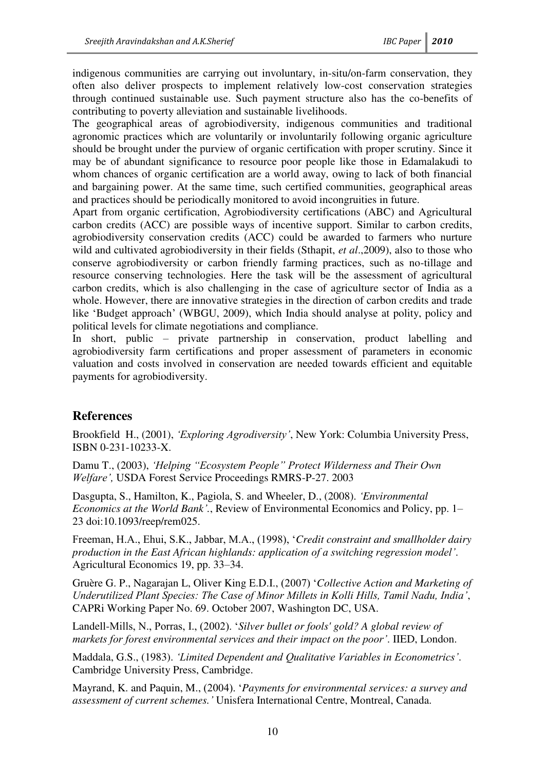indigenous communities are carrying out involuntary, in-situ/on-farm conservation, they often also deliver prospects to implement relatively low-cost conservation strategies through continued sustainable use. Such payment structure also has the co-benefits of contributing to poverty alleviation and sustainable livelihoods.

The geographical areas of agrobiodiversity, indigenous communities and traditional agronomic practices which are voluntarily or involuntarily following organic agriculture should be brought under the purview of organic certification with proper scrutiny. Since it may be of abundant significance to resource poor people like those in Edamalakudi to whom chances of organic certification are a world away, owing to lack of both financial and bargaining power. At the same time, such certified communities, geographical areas and practices should be periodically monitored to avoid incongruities in future.

Apart from organic certification, Agrobiodiversity certifications (ABC) and Agricultural carbon credits (ACC) are possible ways of incentive support. Similar to carbon credits, agrobiodiversity conservation credits (ACC) could be awarded to farmers who nurture wild and cultivated agrobiodiversity in their fields (Sthapit, *et al*.,2009), also to those who conserve agrobiodiversity or carbon friendly farming practices, such as no-tillage and resource conserving technologies. Here the task will be the assessment of agricultural carbon credits, which is also challenging in the case of agriculture sector of India as a whole. However, there are innovative strategies in the direction of carbon credits and trade like 'Budget approach' (WBGU, 2009), which India should analyse at polity, policy and political levels for climate negotiations and compliance.

In short, public – private partnership in conservation, product labelling and agrobiodiversity farm certifications and proper assessment of parameters in economic valuation and costs involved in conservation are needed towards efficient and equitable payments for agrobiodiversity.

## References

Brookfield H., (2001), *'Exploring Agrodiversity'*, New York: Columbia University Press, ISBN 0-231-10233-X.

Damu T., (2003), *'Helping "Ecosystem People" Protect Wilderness and Their Own Welfare',* USDA Forest Service Proceedings RMRS-P-27. 2003

Dasgupta, S., Hamilton, K., Pagiola, S. and Wheeler, D., (2008). *'Environmental Economics at the World Bank'.*, Review of Environmental Economics and Policy, pp. 1–23 doi:10.1093/reep/rem025.

Freeman, H.A., Ehui, S.K., Jabbar, M.A., (1998), '*Credit constraint and smallholder dairy production in the East African highlands: application of a switching regression model'*. Agricultural Economics 19, pp. 33–34.

Gruère G. P., Nagarajan L, Oliver King E.D.I., (2007) '*Collective Action and Marketing of Underutilized Plant Species: The Case of Minor Millets in Kolli Hills, Tamil Nadu, India'*, CAPRi Working Paper No. 69. October 2007, Washington DC, USA.

Landell-Mills, N., Porras, I., (2002). '*Silver bullet or fools' gold? A global review of markets for forest environmental services and their impact on the poor'*. IIED, London.

Maddala, G.S., (1983). *'Limited Dependent and Qualitative Variables in Econometrics'*. Cambridge University Press, Cambridge.

Mayrand, K. and Paquin, M., (2004). '*Payments for environmental services: a survey and assessment of current schemes.'* Unisfera International Centre, Montreal, Canada.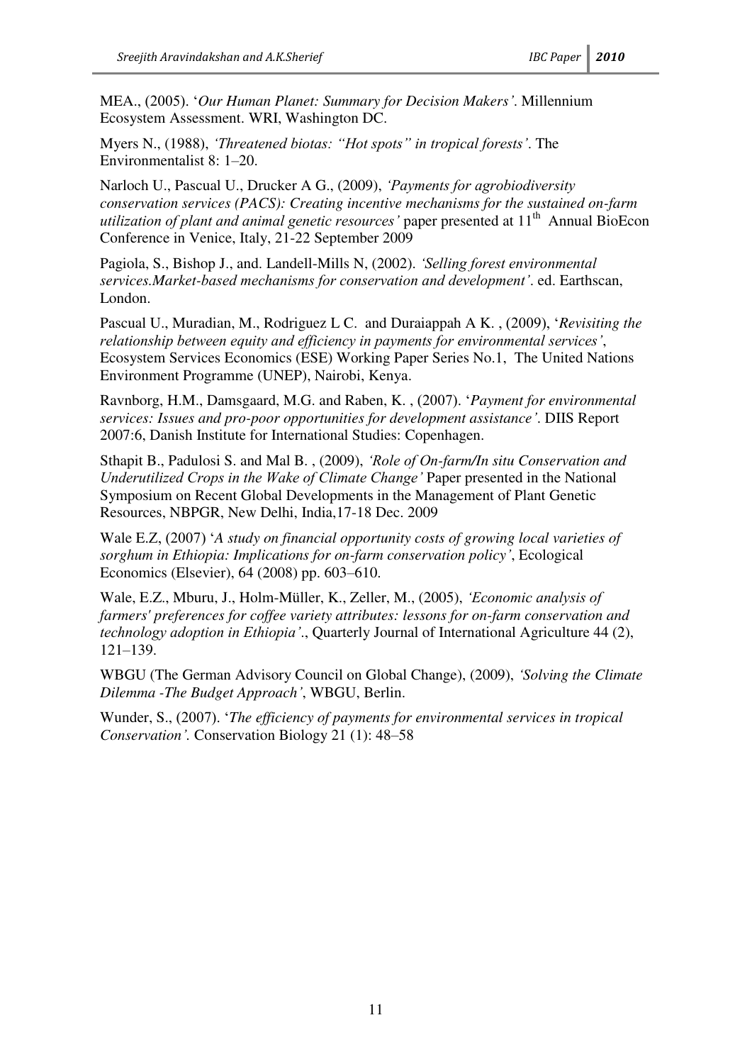MEA., (2005). '*Our Human Planet: Summary for Decision Makers'*. Millennium Ecosystem Assessment. WRI, Washington DC.

Myers N., (1988), *'Threatened biotas: "Hot spots" in tropical forests'*. The Environmentalist 8: 1–20.

Narloch U., Pascual U., Drucker A G., (2009), *'Payments for agrobiodiversity conservation services (PACS): Creating incentive mechanisms for the sustained on-farm utilization of plant and animal genetic resources'* paper presented at 11th Annual BioEcon Conference in Venice, Italy, 21-22 September 2009

Pagiola, S., Bishop J., and. Landell-Mills N, (2002). *'Selling forest environmental services.Market-based mechanisms for conservation and development'*. ed. Earthscan, London.

Pascual U., Muradian, M., Rodriguez L C. and Duraiappah A K. , (2009), '*Revisiting the relationship between equity and efficiency in payments for environmental services'*, Ecosystem Services Economics (ESE) Working Paper Series No.1, The United Nations Environment Programme (UNEP), Nairobi, Kenya.

Ravnborg, H.M., Damsgaard, M.G. and Raben, K. , (2007). '*Payment for environmental services: Issues and pro-poor opportunities for development assistance'*. DIIS Report 2007:6, Danish Institute for International Studies: Copenhagen.

Sthapit B., Padulosi S. and Mal B. , (2009), *'Role of On-farm/In situ Conservation and Underutilized Crops in the Wake of Climate Change'* Paper presented in the National Symposium on Recent Global Developments in the Management of Plant Genetic Resources, NBPGR, New Delhi, India,17-18 Dec. 2009

Wale E.Z, (2007) '*A study on financial opportunity costs of growing local varieties of sorghum in Ethiopia: Implications for on-farm conservation policy'*, Ecological Economics (Elsevier), 64 (2008) pp. 603–610.

Wale, E.Z., Mburu, J., Holm-Müller, K., Zeller, M., (2005), *'Economic analysis of farmers' preferences for coffee variety attributes: lessons for on-farm conservation and technology adoption in Ethiopia'*., Quarterly Journal of International Agriculture 44 (2), 121–139.

WBGU (The German Advisory Council on Global Change), (2009), *'Solving the Climate Dilemma -The Budget Approach'*, WBGU, Berlin.

Wunder, S., (2007). '*The efficiency of payments for environmental services in tropical Conservation'.* Conservation Biology 21 (1): 48–58